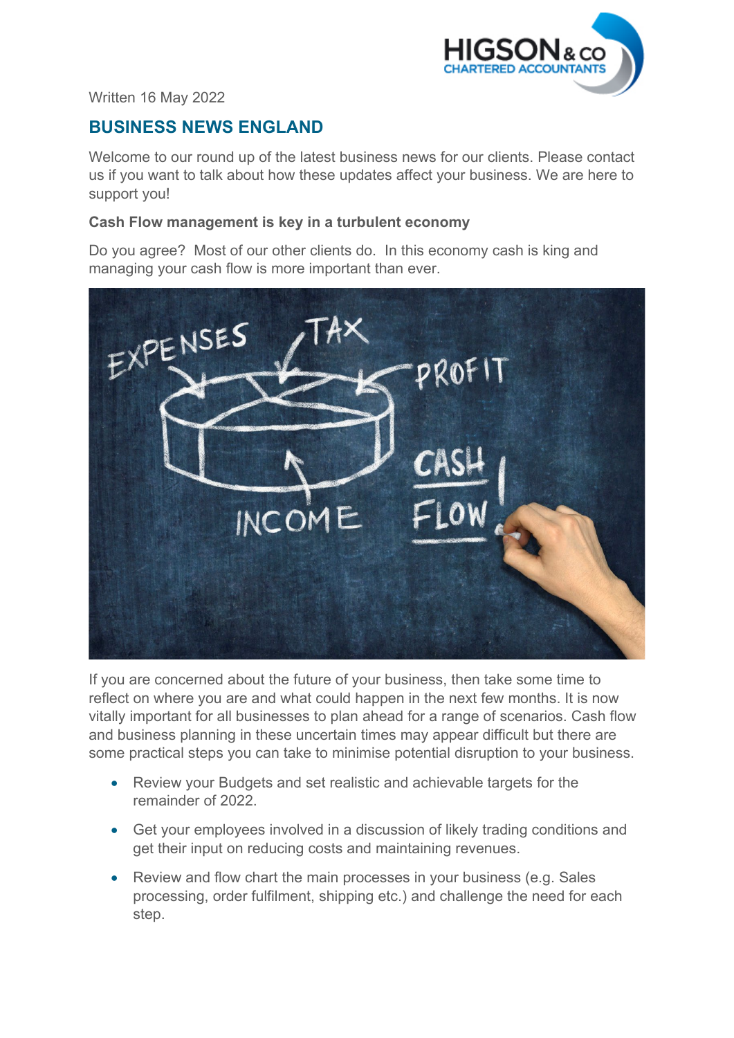Written 16 May 2022

## BUSINESS NEWS ENGLAND

Welcome to our round up of the latest business news for our clients. Please contact us if you want to talk about how these updates affect your business. We are here to support you!

**Cash Flow management is key in a turbulent economy**

Do you agree? Most of our other clients do. In this economy cash is king and managing your cash flow is more important than ever.

If you are concerned about the future of your business, then take some time to reflect on where you are and what could happen in the next few months. It is now vitally important for all businesses to plan ahead for a range of scenarios. Cash flow and business planning in these uncertain times may appear difficult but there are some practical steps you can take to minimise potential disruption to your business.

- Review your Budgets and set realistic and achievable targets for the remainder of 2022.
- Get your employees involved in a discussion of likely trading conditions and get their input on reducing costs and maintaining revenues.
- Review and flow chart the main processes in your business (e.g. Sales processing, order fulfilment, shipping etc.) and challenge the need for each step.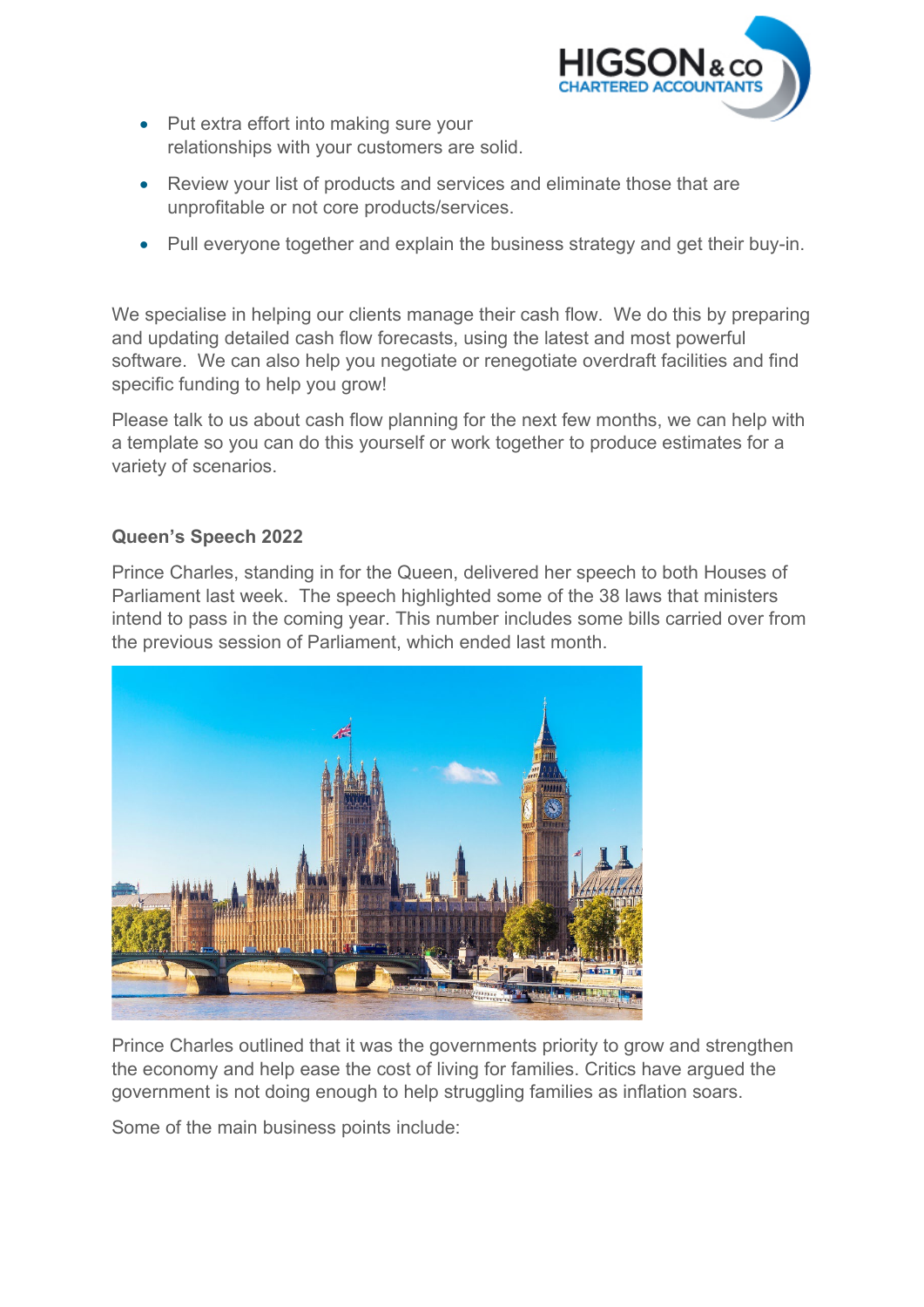- Put extra effort into making sure your relationships with your customers are solid.
- Review your list of products and services and eliminate those that are unprofitable or not core products/services.
- Pull everyone together and explain the business strategy and get their buy-in.

We specialise in helping our clients manage their cash flow. We do this by preparing and updating detailed cash flow forecasts, using the latest and most powerful software. We can also help you negotiate or renegotiate overdraft facilities and find specific funding to help you grow!

Please talk to us about cash flow planning for the next few months, we can help with a template so you can do this yourself or work together to produce estimates for a variety of scenarios.

**Queen's Speech 2022**

Prince Charles, standing in for the Queen, delivered her speech to both Houses of Parliament last week. The speech highlighted some of the 38 laws that ministers intend to pass in the coming year. This number includes some bills carried over from the previous session of Parliament, which ended last month.

Prince Charles outlined that it was the governments priority to grow and strengthen the economy and help ease the cost of living for families. Critics have argued the government is not doing enough to help struggling families as inflation soars.

Some of the main business points include: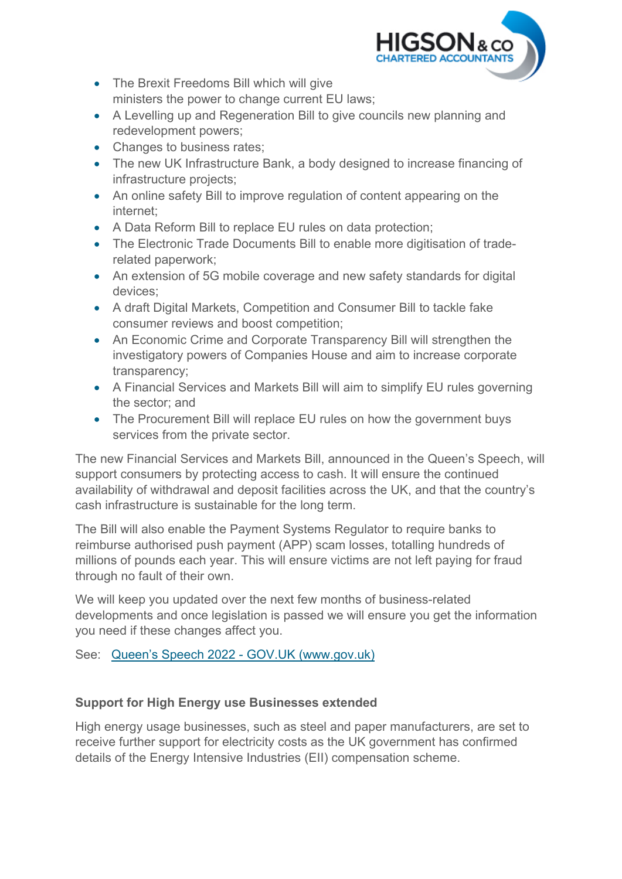- The Brexit Freedoms Bill which will give ministers the power to change current EU laws;
- A Levelling up and Regeneration Bill to give councils new planning and redevelopment powers;
- Changes to business rates;
- The new UK Infrastructure Bank, a body designed to increase financing of infrastructure projects;
- An online safety Bill to improve regulation of content appearing on the internet;
- A Data Reform Bill to replace EU rules on data protection;
- The Electronic Trade Documents Bill to enable more digitisation of trade-related paperwork;
- An extension of 5G mobile coverage and new safety standards for digital devices;
- A draft Digital Markets, Competition and Consumer Bill to tackle fake consumer reviews and boost competition;
- An Economic Crime and Corporate Transparency Bill will strengthen the investigatory powers of Companies House and aim to increase corporate transparency;
- A Financial Services and Markets Bill will aim to simplify EU rules governing the sector; and
- The Procurement Bill will replace EU rules on how the government buys services from the private sector.

The new Financial Services and Markets Bill, announced in the Queen's Speech, will support consumers by protecting access to cash. It will ensure the continued availability of withdrawal and deposit facilities across the UK, and that the country's cash infrastructure is sustainable for the long term.

The Bill will also enable the Payment Systems Regulator to require banks to reimburse authorised push payment (APP) scam losses, totalling hundreds of millions of pounds each year. This will ensure victims are not left paying for fraud through no fault of their own.

We will keep you updated over the next few months of business-related developments and once legislation is passed we will ensure you get the information you need if these changes affect you.

See: Queen's Speech 2022 - GOV.UK (www.gov.uk)

**Support for High Energy use Businesses extended**

High energy usage businesses, such as steel and paper manufacturers, are set to receive further support for electricity costs as the UK government has confirmed details of the Energy Intensive Industries (EII) compensation scheme.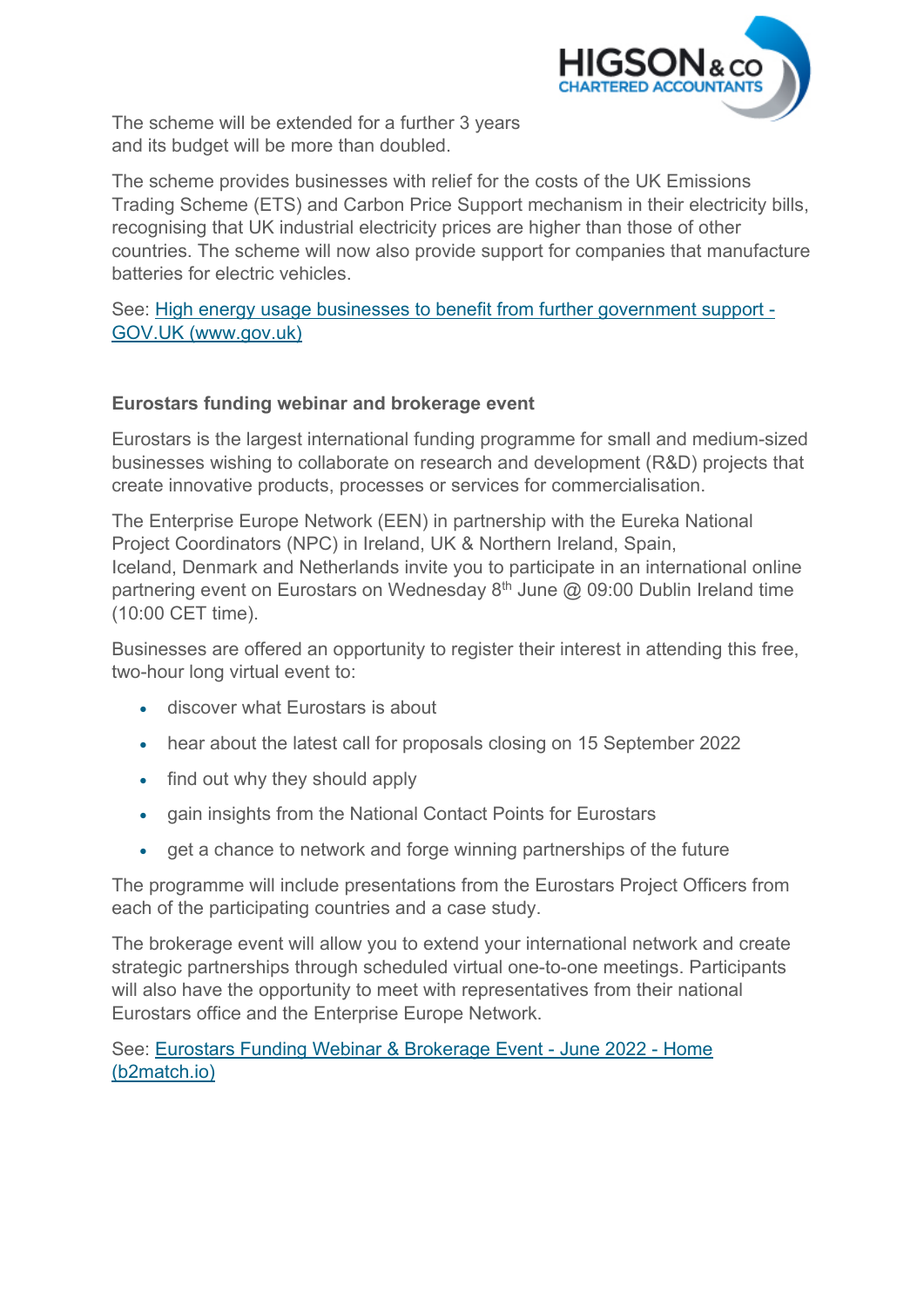The scheme will be extended for a further 3 years and its budget will be more than doubled.

The scheme provides businesses with relief for the costs of the UK Emissions Trading Scheme (ETS) and Carbon Price Support mechanism in their electricity bills, recognising that UK industrial electricity prices are higher than those of other countries. The scheme will now also provide support for companies that manufacture batteries for electric vehicles.

See: [High energy usage businesses to benefit from further government support - GOV.UK (www.gov.uk)]()

**Eurostars funding webinar and brokerage event**

Eurostars is the largest international funding programme for small and medium-sized businesses wishing to collaborate on research and development (R&D) projects that create innovative products, processes or services for commercialisation.

The Enterprise Europe Network (EEN) in partnership with the Eureka National Project Coordinators (NPC) in Ireland, UK & Northern Ireland, Spain, Iceland, Denmark and Netherlands invite you to participate in an international online partnering event on Eurostars on Wednesday 8th June @ 09:00 Dublin Ireland time (10:00 CET time).

Businesses are offered an opportunity to register their interest in attending this free, two-hour long virtual event to:

- discover what Eurostars is about
- hear about the latest call for proposals closing on 15 September 2022
- find out why they should apply
- gain insights from the National Contact Points for Eurostars
- get a chance to network and forge winning partnerships of the future

The programme will include presentations from the Eurostars Project Officers from each of the participating countries and a case study.

The brokerage event will allow you to extend your international network and create strategic partnerships through scheduled virtual one-to-one meetings. Participants will also have the opportunity to meet with representatives from their national Eurostars office and the Enterprise Europe Network.

See: [Eurostars Funding Webinar & Brokerage Event - June 2022 - Home (b2match.io)]()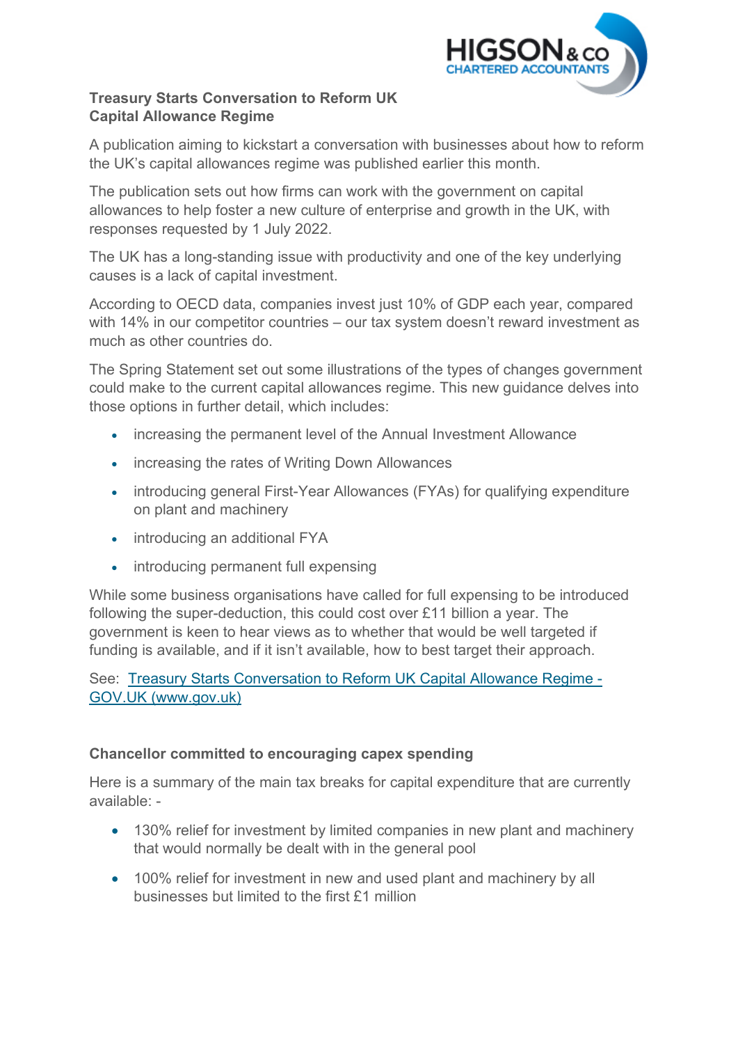## Treasury Starts Conversation to Reform UK Capital Allowance Regime

A publication aiming to kickstart a conversation with businesses about how to reform the UK's capital allowances regime was published earlier this month.

The publication sets out how firms can work with the government on capital allowances to help foster a new culture of enterprise and growth in the UK, with responses requested by 1 July 2022.

The UK has a long-standing issue with productivity and one of the key underlying causes is a lack of capital investment.

According to OECD data, companies invest just 10% of GDP each year, compared with 14% in our competitor countries – our tax system doesn't reward investment as much as other countries do.

The Spring Statement set out some illustrations of the types of changes government could make to the current capital allowances regime. This new guidance delves into those options in further detail, which includes:

- increasing the permanent level of the Annual Investment Allowance
- increasing the rates of Writing Down Allowances
- introducing general First-Year Allowances (FYAs) for qualifying expenditure on plant and machinery
- introducing an additional FYA
- introducing permanent full expensing

While some business organisations have called for full expensing to be introduced following the super-deduction, this could cost over £11 billion a year. The government is keen to hear views as to whether that would be well targeted if funding is available, and if it isn't available, how to best target their approach.

See: [Treasury Starts Conversation to Reform UK Capital Allowance Regime - GOV.UK (www.gov.uk)](www.gov.uk)

## Chancellor committed to encouraging capex spending

Here is a summary of the main tax breaks for capital expenditure that are currently available: -

- 130% relief for investment by limited companies in new plant and machinery that would normally be dealt with in the general pool
- 100% relief for investment in new and used plant and machinery by all businesses but limited to the first £1 million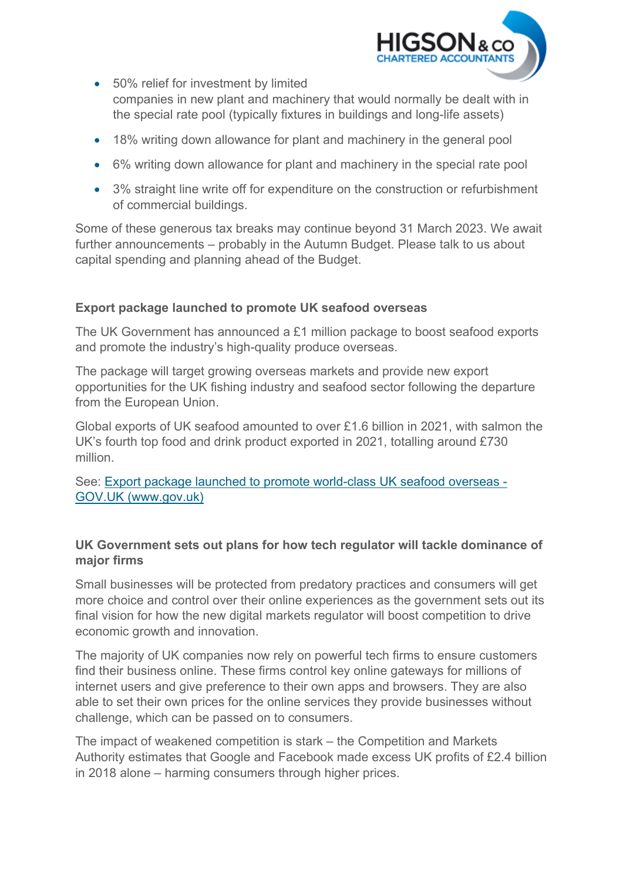- 50% relief for investment by limited companies in new plant and machinery that would normally be dealt with in the special rate pool (typically fixtures in buildings and long-life assets)
- 18% writing down allowance for plant and machinery in the general pool
- 6% writing down allowance for plant and machinery in the special rate pool
- 3% straight line write off for expenditure on the construction or refurbishment of commercial buildings.

Some of these generous tax breaks may continue beyond 31 March 2023. We await further announcements – probably in the Autumn Budget. Please talk to us about capital spending and planning ahead of the Budget.

**Export package launched to promote UK seafood overseas**

The UK Government has announced a £1 million package to boost seafood exports and promote the industry's high-quality produce overseas.

The package will target growing overseas markets and provide new export opportunities for the UK fishing industry and seafood sector following the departure from the European Union.

Global exports of UK seafood amounted to over £1.6 billion in 2021, with salmon the UK's fourth top food and drink product exported in 2021, totalling around £730 million.

See: [Export package launched to promote world-class UK seafood overseas - GOV.UK (www.gov.uk)]()

**UK Government sets out plans for how tech regulator will tackle dominance of major firms**

Small businesses will be protected from predatory practices and consumers will get more choice and control over their online experiences as the government sets out its final vision for how the new digital markets regulator will boost competition to drive economic growth and innovation.

The majority of UK companies now rely on powerful tech firms to ensure customers find their business online. These firms control key online gateways for millions of internet users and give preference to their own apps and browsers. They are also able to set their own prices for the online services they provide businesses without challenge, which can be passed on to consumers.

The impact of weakened competition is stark – the Competition and Markets Authority estimates that Google and Facebook made excess UK profits of £2.4 billion in 2018 alone – harming consumers through higher prices.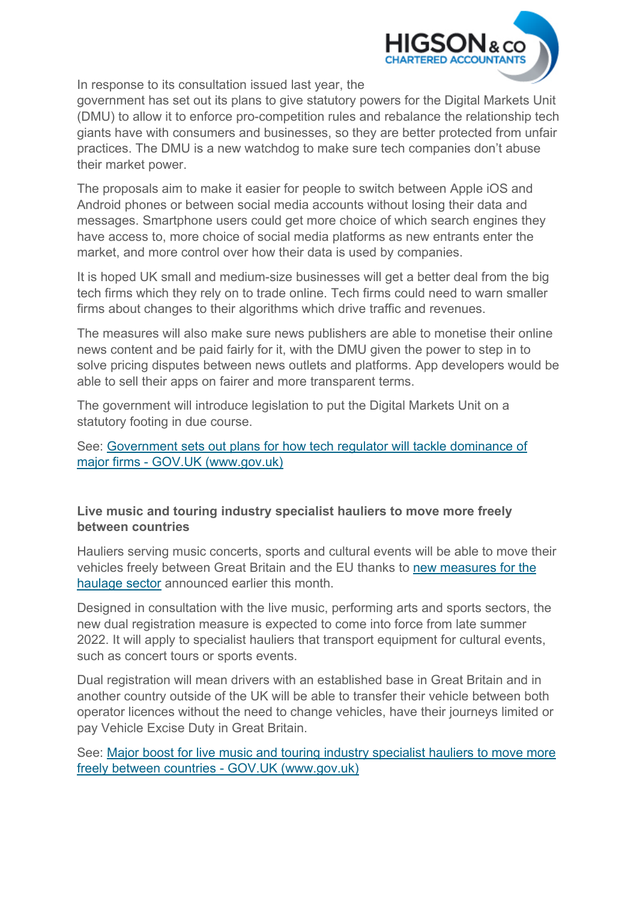In response to its consultation issued last year, the government has set out its plans to give statutory powers for the Digital Markets Unit (DMU) to allow it to enforce pro-competition rules and rebalance the relationship tech giants have with consumers and businesses, so they are better protected from unfair practices. The DMU is a new watchdog to make sure tech companies don't abuse their market power.

The proposals aim to make it easier for people to switch between Apple iOS and Android phones or between social media accounts without losing their data and messages. Smartphone users could get more choice of which search engines they have access to, more choice of social media platforms as new entrants enter the market, and more control over how their data is used by companies.

It is hoped UK small and medium-size businesses will get a better deal from the big tech firms which they rely on to trade online. Tech firms could need to warn smaller firms about changes to their algorithms which drive traffic and revenues.

The measures will also make sure news publishers are able to monetise their online news content and be paid fairly for it, with the DMU given the power to step in to solve pricing disputes between news outlets and platforms. App developers would be able to sell their apps on fairer and more transparent terms.

The government will introduce legislation to put the Digital Markets Unit on a statutory footing in due course.

See: [Government sets out plans for how tech regulator will tackle dominance of major firms - GOV.UK (www.gov.uk)]

**Live music and touring industry specialist hauliers to move more freely between countries**

Hauliers serving music concerts, sports and cultural events will be able to move their vehicles freely between Great Britain and the EU thanks to [new measures for the haulage sector] announced earlier this month.

Designed in consultation with the live music, performing arts and sports sectors, the new dual registration measure is expected to come into force from late summer 2022. It will apply to specialist hauliers that transport equipment for cultural events, such as concert tours or sports events.

Dual registration will mean drivers with an established base in Great Britain and in another country outside of the UK will be able to transfer their vehicle between both operator licences without the need to change vehicles, have their journeys limited or pay Vehicle Excise Duty in Great Britain.

See: [Major boost for live music and touring industry specialist hauliers to move more freely between countries - GOV.UK (www.gov.uk)]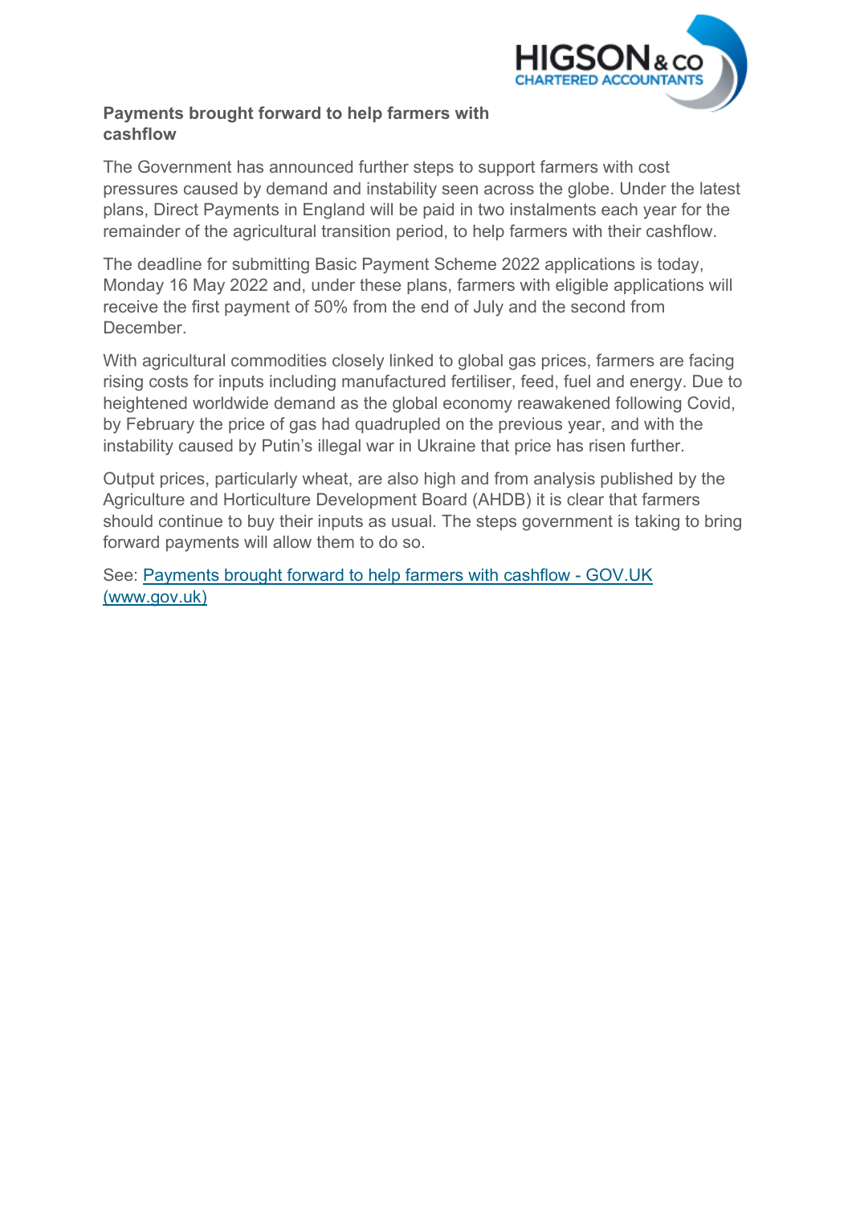## Payments brought forward to help farmers with cashflow

The Government has announced further steps to support farmers with cost pressures caused by demand and instability seen across the globe. Under the latest plans, Direct Payments in England will be paid in two instalments each year for the remainder of the agricultural transition period, to help farmers with their cashflow.

The deadline for submitting Basic Payment Scheme 2022 applications is today, Monday 16 May 2022 and, under these plans, farmers with eligible applications will receive the first payment of 50% from the end of July and the second from December.

With agricultural commodities closely linked to global gas prices, farmers are facing rising costs for inputs including manufactured fertiliser, feed, fuel and energy. Due to heightened worldwide demand as the global economy reawakened following Covid, by February the price of gas had quadrupled on the previous year, and with the instability caused by Putin's illegal war in Ukraine that price has risen further.

Output prices, particularly wheat, are also high and from analysis published by the Agriculture and Horticulture Development Board (AHDB) it is clear that farmers should continue to buy their inputs as usual. The steps government is taking to bring forward payments will allow them to do so.

See: Payments brought forward to help farmers with cashflow - GOV.UK (www.gov.uk)